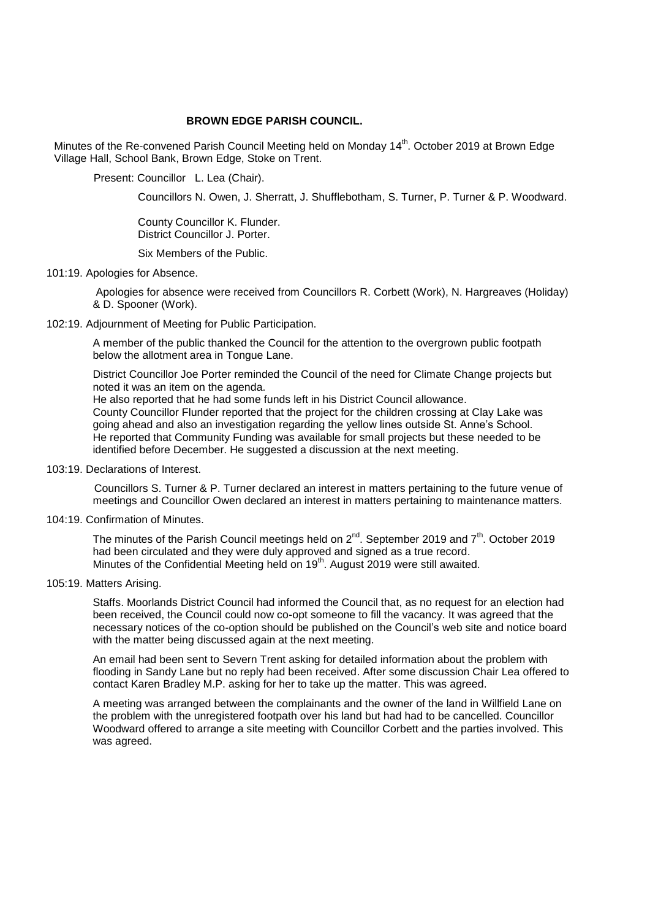# BROWN EDGE PARISH COUNCIL.

Minutes of the Re-convened Parish Council Meeting held on Monday 14th. October 2019 at Brown Edge Village Hall, School Bank, Brown Edge, Stoke on Trent.

Present: Councillor L. Lea (Chair).

Councillors N. Owen, J. Sherratt, J. Shufflebotham, S. Turner, P. Turner & P. Woodward.

County Councillor K. Flunder.
District Councillor J. Porter.

Six Members of the Public.

101:19. Apologies for Absence.

Apologies for absence were received from Councillors R. Corbett (Work), N. Hargreaves (Holiday) & D. Spooner (Work).

102:19. Adjournment of Meeting for Public Participation.

A member of the public thanked the Council for the attention to the overgrown public footpath below the allotment area in Tongue Lane.

District Councillor Joe Porter reminded the Council of the need for Climate Change projects but noted it was an item on the agenda.
He also reported that he had some funds left in his District Council allowance.
County Councillor Flunder reported that the project for the children crossing at Clay Lake was going ahead and also an investigation regarding the yellow lines outside St. Anne's School.
He reported that Community Funding was available for small projects but these needed to be identified before December. He suggested a discussion at the next meeting.

103:19. Declarations of Interest.

Councillors S. Turner & P. Turner declared an interest in matters pertaining to the future venue of meetings and Councillor Owen declared an interest in matters pertaining to maintenance matters.

104:19. Confirmation of Minutes.

The minutes of the Parish Council meetings held on 2nd. September 2019 and 7th. October 2019 had been circulated and they were duly approved and signed as a true record.
Minutes of the Confidential Meeting held on 19th. August 2019 were still awaited.

105:19. Matters Arising.

Staffs. Moorlands District Council had informed the Council that, as no request for an election had been received, the Council could now co-opt someone to fill the vacancy. It was agreed that the necessary notices of the co-option should be published on the Council's web site and notice board with the matter being discussed again at the next meeting.

An email had been sent to Severn Trent asking for detailed information about the problem with flooding in Sandy Lane but no reply had been received. After some discussion Chair Lea offered to contact Karen Bradley M.P. asking for her to take up the matter. This was agreed.

A meeting was arranged between the complainants and the owner of the land in Willfield Lane on the problem with the unregistered footpath over his land but had had to be cancelled. Councillor Woodward offered to arrange a site meeting with Councillor Corbett and the parties involved. This was agreed.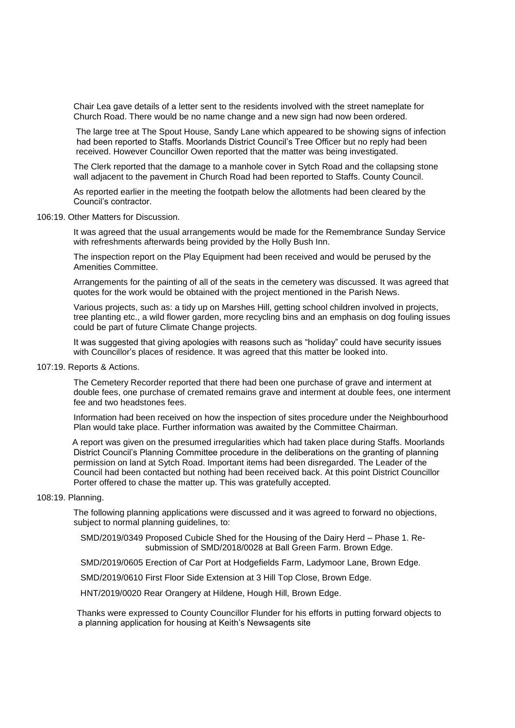Chair Lea gave details of a letter sent to the residents involved with the street nameplate for Church Road. There would be no name change and a new sign had now been ordered.

The large tree at The Spout House, Sandy Lane which appeared to be showing signs of infection had been reported to Staffs. Moorlands District Council's Tree Officer but no reply had been received. However Councillor Owen reported that the matter was being investigated.

The Clerk reported that the damage to a manhole cover in Sytch Road and the collapsing stone wall adjacent to the pavement in Church Road had been reported to Staffs. County Council.

As reported earlier in the meeting the footpath below the allotments had been cleared by the Council's contractor.

106:19. Other Matters for Discussion.

It was agreed that the usual arrangements would be made for the Remembrance Sunday Service with refreshments afterwards being provided by the Holly Bush Inn.

The inspection report on the Play Equipment had been received and would be perused by the Amenities Committee.

Arrangements for the painting of all of the seats in the cemetery was discussed. It was agreed that quotes for the work would be obtained with the project mentioned in the Parish News.

Various projects, such as: a tidy up on Marshes Hill, getting school children involved in projects, tree planting etc., a wild flower garden, more recycling bins and an emphasis on dog fouling issues could be part of future Climate Change projects.

It was suggested that giving apologies with reasons such as "holiday" could have security issues with Councillor's places of residence. It was agreed that this matter be looked into.

107:19. Reports & Actions.

The Cemetery Recorder reported that there had been one purchase of grave and interment at double fees, one purchase of cremated remains grave and interment at double fees, one interment fee and two headstones fees.

Information had been received on how the inspection of sites procedure under the Neighbourhood Plan would take place. Further information was awaited by the Committee Chairman.

A report was given on the presumed irregularities which had taken place during Staffs. Moorlands District Council's Planning Committee procedure in the deliberations on the granting of planning permission on land at Sytch Road. Important items had been disregarded. The Leader of the Council had been contacted but nothing had been received back. At this point District Councillor Porter offered to chase the matter up. This was gratefully accepted.

108:19. Planning.

The following planning applications were discussed and it was agreed to forward no objections, subject to normal planning guidelines, to:

SMD/2019/0349 Proposed Cubicle Shed for the Housing of the Dairy Herd – Phase 1. Re-submission of SMD/2018/0028 at Ball Green Farm. Brown Edge.

SMD/2019/0605 Erection of Car Port at Hodgefields Farm, Ladymoor Lane, Brown Edge.

SMD/2019/0610 First Floor Side Extension at 3 Hill Top Close, Brown Edge.

HNT/2019/0020 Rear Orangery at Hildene, Hough Hill, Brown Edge.

Thanks were expressed to County Councillor Flunder for his efforts in putting forward objects to a planning application for housing at Keith's Newsagents site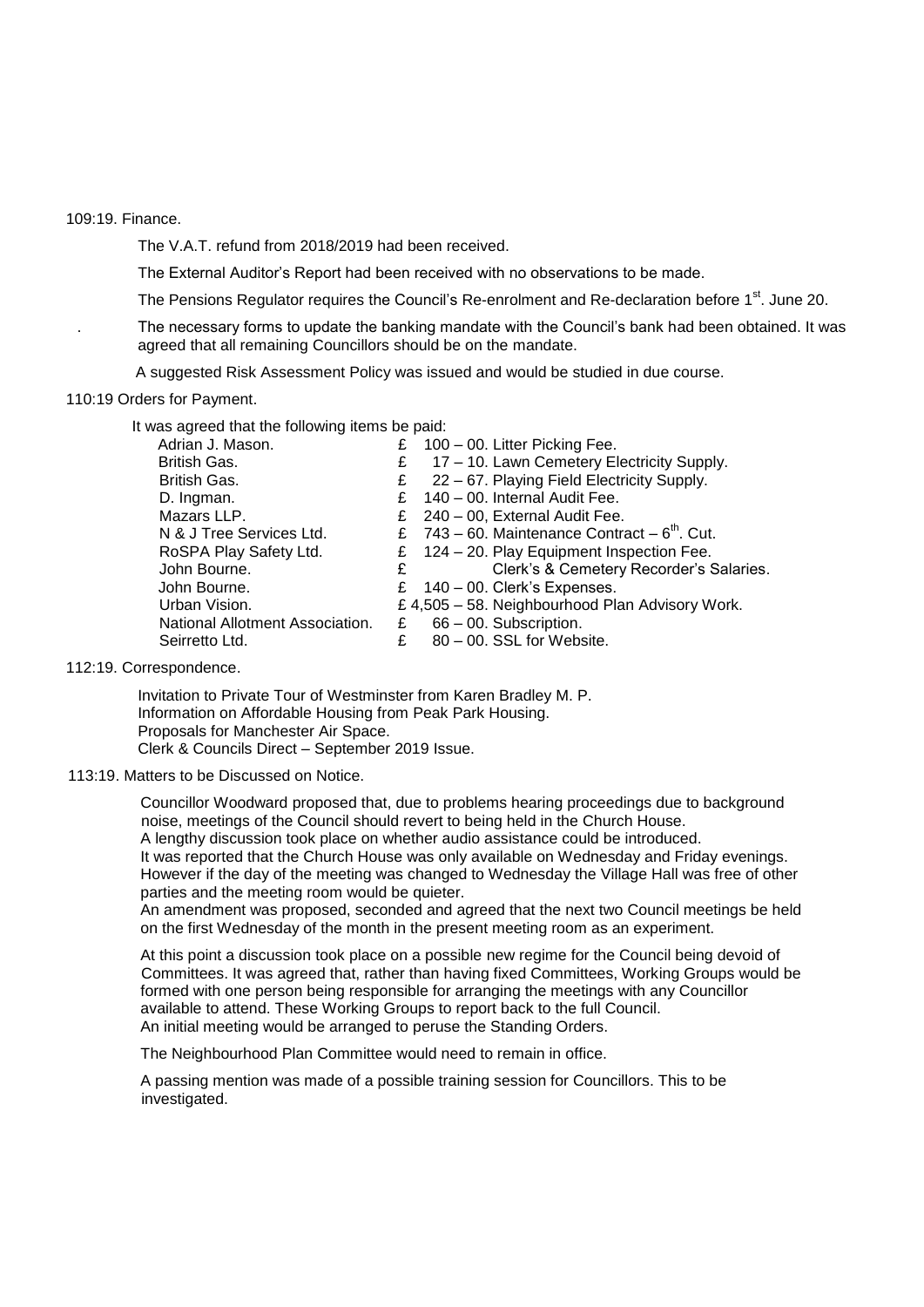109:19. Finance.

The V.A.T. refund from 2018/2019 had been received.

The External Auditor's Report had been received with no observations to be made.

The Pensions Regulator requires the Council's Re-enrolment and Re-declaration before 1st. June 20.

. The necessary forms to update the banking mandate with the Council's bank had been obtained. It was agreed that all remaining Councillors should be on the mandate.

A suggested Risk Assessment Policy was issued and would be studied in due course.

110:19 Orders for Payment.

It was agreed that the following items be paid:

| | | |
|---|---|---|
| Adrian J. Mason. | £ 100 – 00. | Litter Picking Fee. |
| British Gas. | £ 17 – 10. | Lawn Cemetery Electricity Supply. |
| British Gas. | £ 22 – 67. | Playing Field Electricity Supply. |
| D. Ingman. | £ 140 – 00. | Internal Audit Fee. |
| Mazars LLP. | £ 240 – 00, | External Audit Fee. |
| N & J Tree Services Ltd. | £ 743 – 60. | Maintenance Contract – 6th. Cut. |
| RoSPA Play Safety Ltd. | £ 124 – 20. | Play Equipment Inspection Fee. |
| John Bourne. | £ | Clerk's & Cemetery Recorder's Salaries. |
| John Bourne. | £ 140 – 00. | Clerk's Expenses. |
| Urban Vision. | £ 4,505 – 58. | Neighbourhood Plan Advisory Work. |
| National Allotment Association. | £ 66 – 00. | Subscription. |
| Seirretto Ltd. | £ 80 – 00. | SSL for Website. |

112:19. Correspondence.

Invitation to Private Tour of Westminster from Karen Bradley M. P.
Information on Affordable Housing from Peak Park Housing.
Proposals for Manchester Air Space.
Clerk & Councils Direct – September 2019 Issue.

113:19. Matters to be Discussed on Notice.

Councillor Woodward proposed that, due to problems hearing proceedings due to background noise, meetings of the Council should revert to being held in the Church House.
A lengthy discussion took place on whether audio assistance could be introduced.
It was reported that the Church House was only available on Wednesday and Friday evenings. However if the day of the meeting was changed to Wednesday the Village Hall was free of other parties and the meeting room would be quieter.
An amendment was proposed, seconded and agreed that the next two Council meetings be held on the first Wednesday of the month in the present meeting room as an experiment.

At this point a discussion took place on a possible new regime for the Council being devoid of Committees. It was agreed that, rather than having fixed Committees, Working Groups would be formed with one person being responsible for arranging the meetings with any Councillor available to attend. These Working Groups to report back to the full Council.
An initial meeting would be arranged to peruse the Standing Orders.

The Neighbourhood Plan Committee would need to remain in office.

A passing mention was made of a possible training session for Councillors. This to be investigated.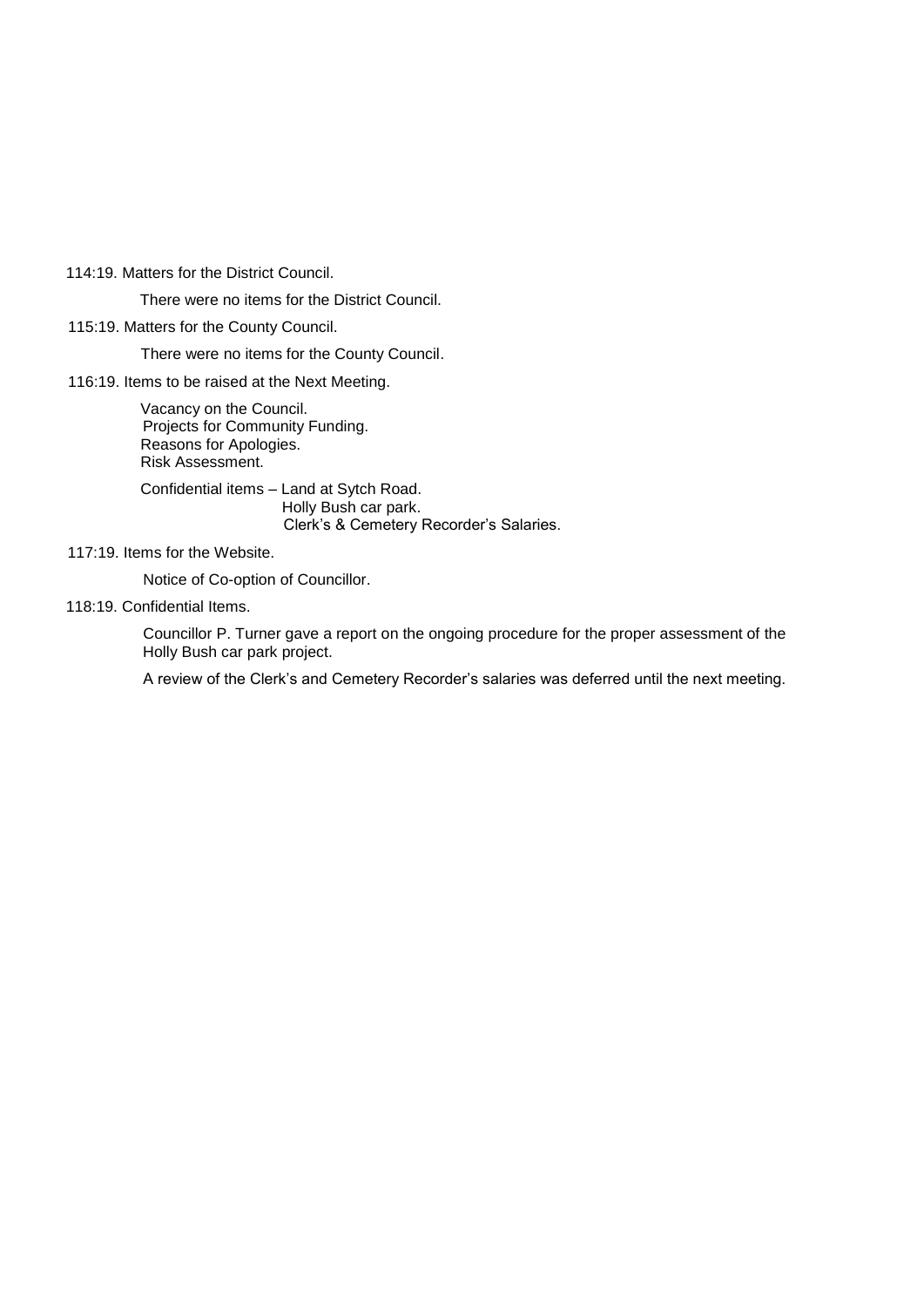114:19. Matters for the District Council.

There were no items for the District Council.

115:19. Matters for the County Council.

There were no items for the County Council.

116:19. Items to be raised at the Next Meeting.

Vacancy on the Council.
Projects for Community Funding.
Reasons for Apologies.
Risk Assessment.

Confidential items – Land at Sytch Road.
Holly Bush car park.
Clerk's & Cemetery Recorder's Salaries.

117:19. Items for the Website.

Notice of Co-option of Councillor.

118:19. Confidential Items.

Councillor P. Turner gave a report on the ongoing procedure for the proper assessment of the Holly Bush car park project.

A review of the Clerk's and Cemetery Recorder's salaries was deferred until the next meeting.